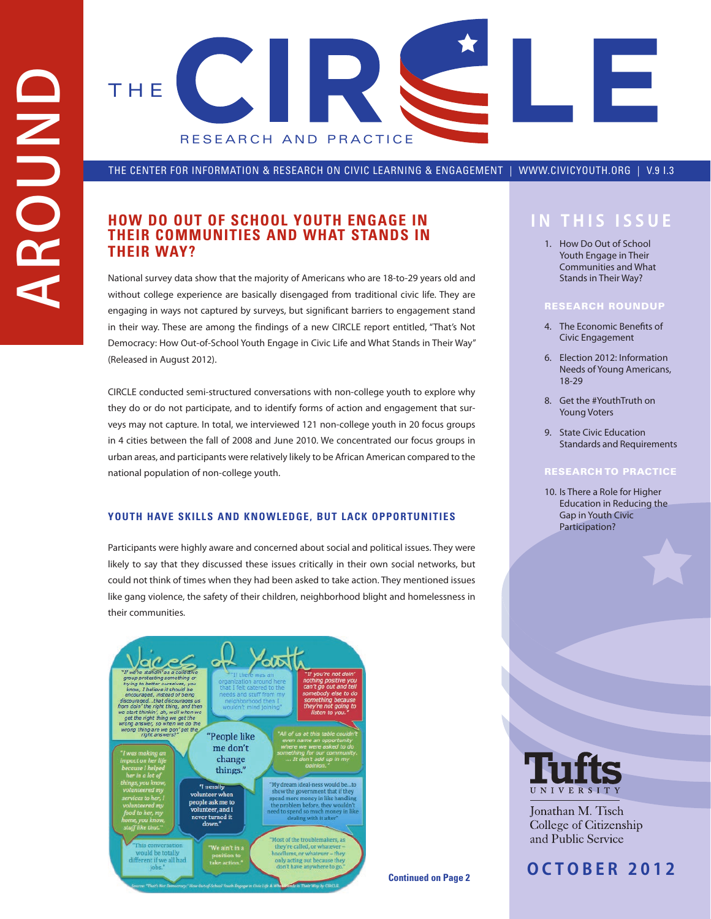AROUND

# THE CIRCLE

RESEARCH AND PRACTICE

THE CENTER FOR INFORMATION & RESEARCH ON CIVIC LEARNING & ENGAGEMENT | WWW.CIVICYOUTH.ORG | V.9 I.3

## HOW DO OUT OF SCHOOL YOUTH ENGAGE IN THEIR COMMUNITIES AND WHAT STANDS IN THEIR WAY?

National survey data show that the majority of Americans who are 18-to-29 years old and without college experience are basically disengaged from traditional civic life. They are engaging in ways not captured by surveys, but significant barriers to engagement stand in their way. These are among the findings of a new CIRCLE report entitled, "That's Not Democracy: How Out-of-School Youth Engage in Civic Life and What Stands in Their Way" (Released in August 2012).

CIRCLE conducted semi-structured conversations with non-college youth to explore why they do or do not participate, and to identify forms of action and engagement that surveys may not capture. In total, we interviewed 121 non-college youth in 20 focus groups in 4 cities between the fall of 2008 and June 2010. We concentrated our focus groups in urban areas, and participants were relatively likely to be African American compared to the national population of non-college youth.

### YOUTH HAVE SKILLS AND KNOWLEDGE, BUT LACK OPPORTUNITIES

Participants were highly aware and concerned about social and political issues. They were likely to say that they discussed these issues critically in their own social networks, but could not think of times when they had been asked to take action. They mentioned issues like gang violence, the safety of their children, neighborhood blight and homelessness in their communities.

**Voices of Youth**

"If we're standin' as a collective group protesting something or trying to better ourselves, you know, I believe it should be encouraged, instead of being discouraged...that discourages us from doin' the right thing, and then we start thinkin', ah, well when we get the right thing we get the wrong answer, so when we do the wrong thing are we gon' get the right answers?"

"If there was an organization around here that I felt catered to the needs and stuff from my neighborhood then I wouldn't mind joining"

"If you're not doin' nothing positive you can't go out and tell somebody else to do something because they're not going to listen to you."

"People like me don't change things."

"All of us at this table couldn't even name an opportunity where we were asked to do something for our community. ... It don't add up in my opinion."

"I was making an impact on her life because I helped her in a lot of things, you know, volunteered my services to her, I volunteered my food to her, my home, you know, stuff like that."

"I usually volunteer when people ask me to volunteer, and I never turned it down."

"My dream ideal-ness would be...to show the government that if they spend more money in like handling the problem before, they wouldn't need to spend so much money in like dealing with it after"

"This conversation would be totally different if we all had jobs."

"We ain't in a position to take action."

"Most of the troublemakers, as they're called, or whatever – hoodlums, or whatever – they only acting out because they don't have anywhere to go."

Source: "That's Not Democracy: How Out-of-School Youth Engage in Civic Life & What Stands in Their Way by CIRCLE.

**Continued on Page 2**

## IN THIS ISSUE

1. How Do Out of School Youth Engage in Their Communities and What Stands in Their Way?

**RESEARCH ROUNDUP**

4. The Economic Benefits of Civic Engagement
6. Election 2012: Information Needs of Young Americans, 18-29
8. Get the #YouthTruth on Young Voters
9. State Civic Education Standards and Requirements

**RESEARCH TO PRACTICE**

10. Is There a Role for Higher Education in Reducing the Gap in Youth Civic Participation?

Tufts UNIVERSITY

Jonathan M. Tisch College of Citizenship and Public Service

**OCTOBER 2012**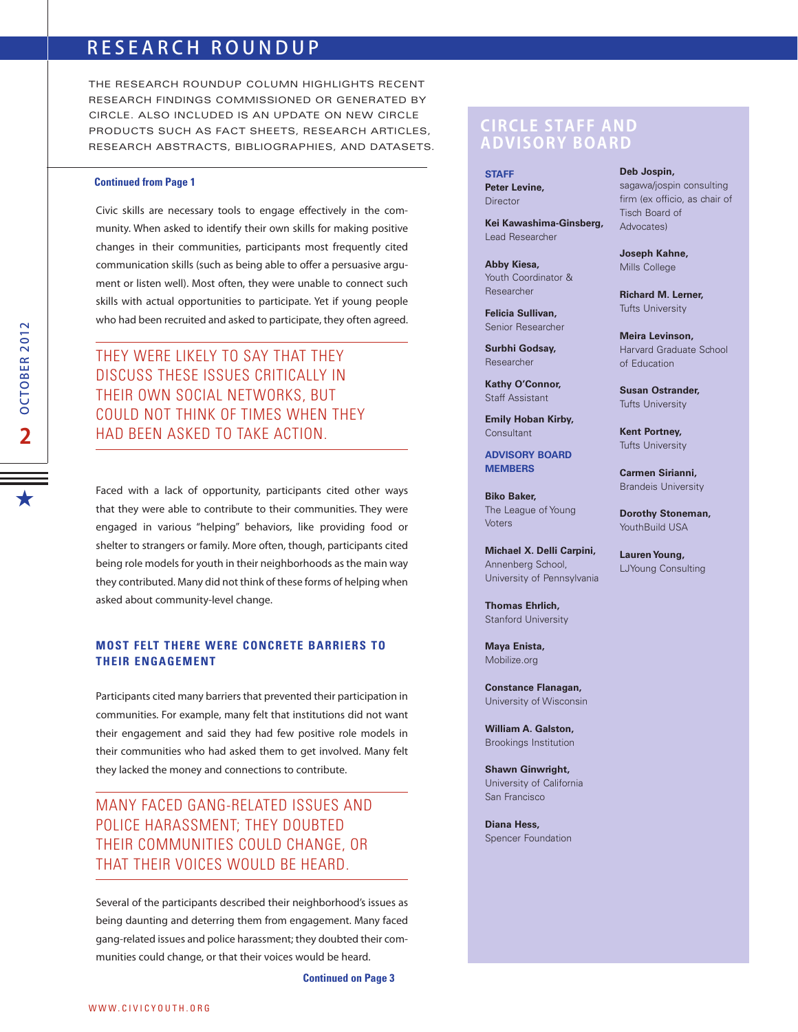# RESEARCH ROUNDUP

THE RESEARCH ROUNDUP COLUMN HIGHLIGHTS RECENT RESEARCH FINDINGS COMMISSIONED OR GENERATED BY CIRCLE. ALSO INCLUDED IS AN UPDATE ON NEW CIRCLE PRODUCTS SUCH AS FACT SHEETS, RESEARCH ARTICLES, RESEARCH ABSTRACTS, BIBLIOGRAPHIES, AND DATASETS.

**Continued from Page 1**

Civic skills are necessary tools to engage effectively in the community. When asked to identify their own skills for making positive changes in their communities, participants most frequently cited communication skills (such as being able to offer a persuasive argument or listen well). Most often, they were unable to connect such skills with actual opportunities to participate. Yet if young people who had been recruited and asked to participate, they often agreed.

> THEY WERE LIKELY TO SAY THAT THEY DISCUSS THESE ISSUES CRITICALLY IN THEIR OWN SOCIAL NETWORKS, BUT COULD NOT THINK OF TIMES WHEN THEY HAD BEEN ASKED TO TAKE ACTION.

Faced with a lack of opportunity, participants cited other ways that they were able to contribute to their communities. They were engaged in various "helping" behaviors, like providing food or shelter to strangers or family. More often, though, participants cited being role models for youth in their neighborhoods as the main way they contributed. Many did not think of these forms of helping when asked about community-level change.

### MOST FELT THERE WERE CONCRETE BARRIERS TO THEIR ENGAGEMENT

Participants cited many barriers that prevented their participation in communities. For example, many felt that institutions did not want their engagement and said they had few positive role models in their communities who had asked them to get involved. Many felt they lacked the money and connections to contribute.

> MANY FACED GANG-RELATED ISSUES AND POLICE HARASSMENT; THEY DOUBTED THEIR COMMUNITIES COULD CHANGE, OR THAT THEIR VOICES WOULD BE HEARD.

Several of the participants described their neighborhood's issues as being daunting and deterring them from engagement. Many faced gang-related issues and police harassment; they doubted their communities could change, or that their voices would be heard.

**Continued on Page 3**

## CIRCLE STAFF AND ADVISORY BOARD

**STAFF**

**Peter Levine,**
Director

**Kei Kawashima-Ginsberg,**
Lead Researcher

**Abby Kiesa,**
Youth Coordinator & Researcher

**Felicia Sullivan,**
Senior Researcher

**Surbhi Godsay,**
Researcher

**Kathy O'Connor,**
Staff Assistant

**Emily Hoban Kirby,**
Consultant

**ADVISORY BOARD MEMBERS**

**Biko Baker,**
The League of Young Voters

**Michael X. Delli Carpini,**
Annenberg School, University of Pennsylvania

**Thomas Ehrlich,**
Stanford University

**Maya Enista,**
Mobilize.org

**Constance Flanagan,**
University of Wisconsin

**William A. Galston,**
Brookings Institution

**Shawn Ginwright,**
University of California San Francisco

**Diana Hess,**
Spencer Foundation

**Deb Jospin,**
sagawa/jospin consulting firm (ex officio, as chair of Tisch Board of Advocates)

**Joseph Kahne,**
Mills College

**Richard M. Lerner,**
Tufts University

**Meira Levinson,**
Harvard Graduate School of Education

**Susan Ostrander,**
Tufts University

**Kent Portney,**
Tufts University

**Carmen Sirianni,**
Brandeis University

**Dorothy Stoneman,**
YouthBuild USA

**Lauren Young,**
LJYoung Consulting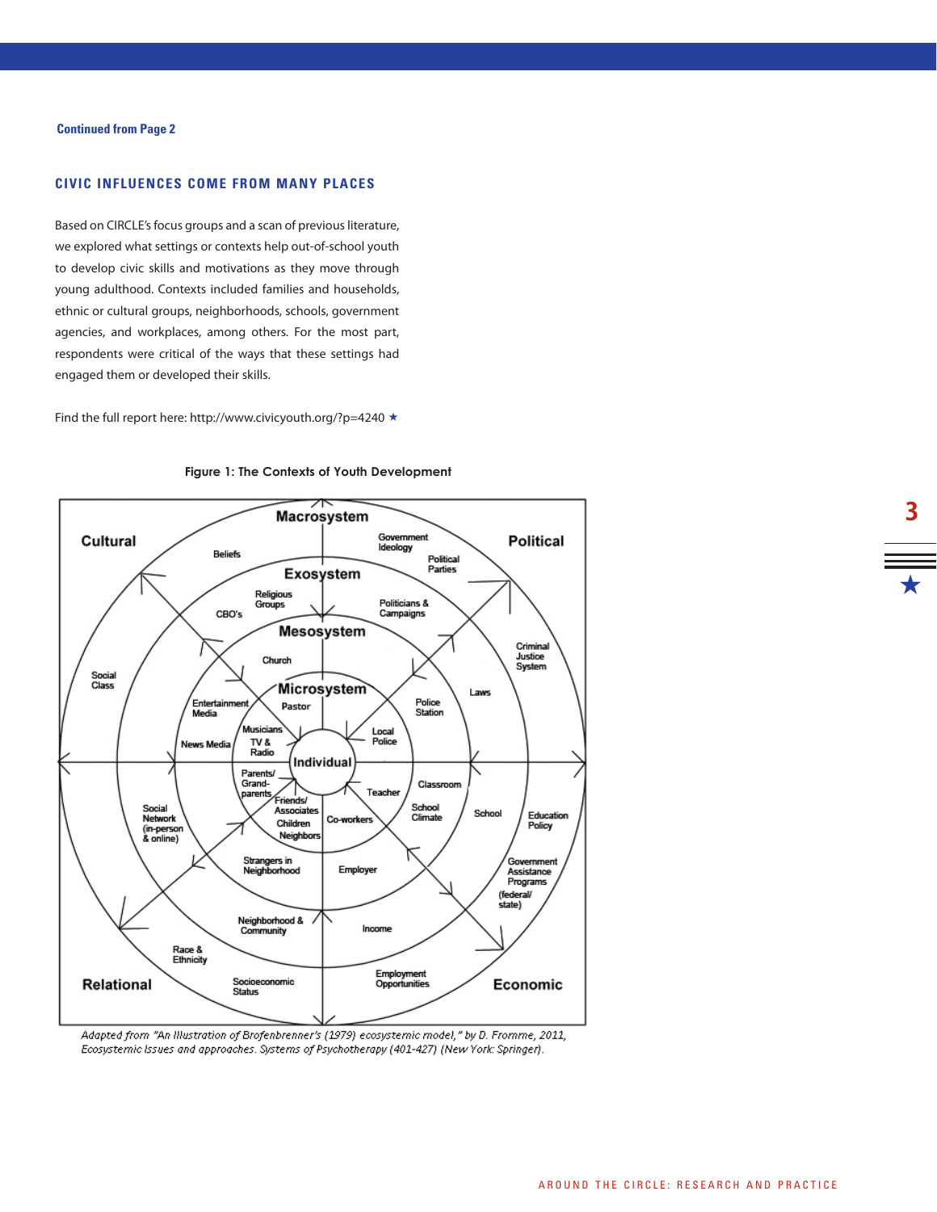**Continued from Page 2**

## CIVIC INFLUENCES COME FROM MANY PLACES

Based on CIRCLE's focus groups and a scan of previous literature, we explored what settings or contexts help out-of-school youth to develop civic skills and motivations as they move through young adulthood. Contexts included families and households, ethnic or cultural groups, neighborhoods, schools, government agencies, and workplaces, among others. For the most part, respondents were critical of the ways that these settings had engaged them or developed their skills.

Find the full report here: http://www.civicyouth.org/?p=4240 ★

**Figure 1: The Contexts of Youth Development**

Cultural — Political — Relational — Economic

Macrosystem — Exosystem — Mesosystem — Microsystem — Individual

Beliefs, Government Ideology, Political Parties, Religious Groups, CBO's, Politicians & Campaigns, Church, Social Class, Criminal Justice System, Entertainment Media, Pastor, Police Station, Laws, Musicians, TV & Radio, News Media, Local Police, Parents/ Grand-parents, Teacher, Classroom, Friends/ Associates, Children, Neighbors, Co-workers, School Climate, School, Education Policy, Social Network (in-person & online), Strangers in Neighborhood, Employer, Government Assistance Programs (federal/ state), Neighborhood & Community, Income, Race & Ethnicity, Socioeconomic Status, Employment Opportunities

*Adapted from "An Illustration of Brofenbrenner's (1979) ecosystemic model," by D. Fromme, 2011, Ecosystemic Issues and approaches. Systems of Psychotherapy (401-427) (New York: Springer).*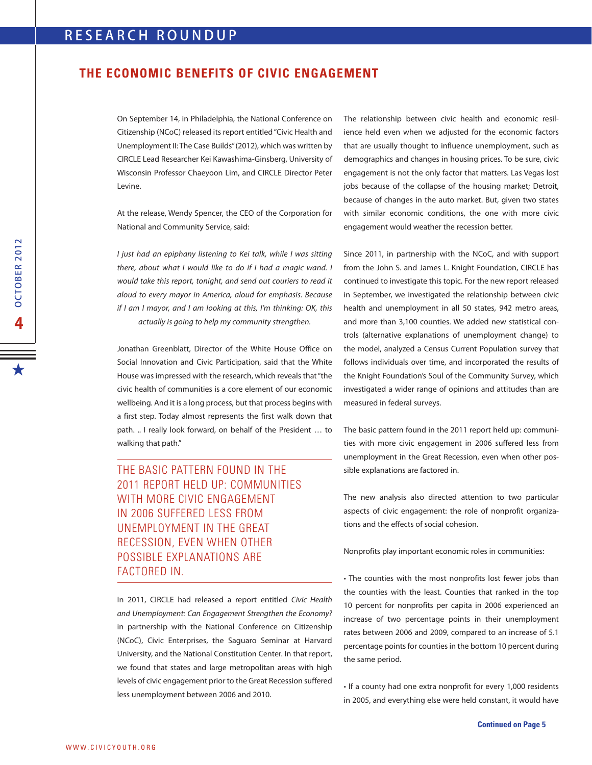## THE ECONOMIC BENEFITS OF CIVIC ENGAGEMENT

On September 14, in Philadelphia, the National Conference on Citizenship (NCoC) released its report entitled "Civic Health and Unemployment II: The Case Builds" (2012), which was written by CIRCLE Lead Researcher Kei Kawashima-Ginsberg, University of Wisconsin Professor Chaeyoon Lim, and CIRCLE Director Peter Levine.

At the release, Wendy Spencer, the CEO of the Corporation for National and Community Service, said:

*I just had an epiphany listening to Kei talk, while I was sitting there, about what I would like to do if I had a magic wand. I would take this report, tonight, and send out couriers to read it aloud to every mayor in America, aloud for emphasis. Because if I am I mayor, and I am looking at this, I'm thinking: OK, this actually is going to help my community strengthen.*

Jonathan Greenblatt, Director of the White House Office on Social Innovation and Civic Participation, said that the White House was impressed with the research, which reveals that "the civic health of communities is a core element of our economic wellbeing. And it is a long process, but that process begins with a first step. Today almost represents the first walk down that path. .. I really look forward, on behalf of the President … to walking that path."

THE BASIC PATTERN FOUND IN THE 2011 REPORT HELD UP: COMMUNITIES WITH MORE CIVIC ENGAGEMENT IN 2006 SUFFERED LESS FROM UNEMPLOYMENT IN THE GREAT RECESSION, EVEN WHEN OTHER POSSIBLE EXPLANATIONS ARE FACTORED IN.

In 2011, CIRCLE had released a report entitled *Civic Health and Unemployment: Can Engagement Strengthen the Economy?* in partnership with the National Conference on Citizenship (NCoC), Civic Enterprises, the Saguaro Seminar at Harvard University, and the National Constitution Center. In that report, we found that states and large metropolitan areas with high levels of civic engagement prior to the Great Recession suffered less unemployment between 2006 and 2010.

The relationship between civic health and economic resilience held even when we adjusted for the economic factors that are usually thought to influence unemployment, such as demographics and changes in housing prices. To be sure, civic engagement is not the only factor that matters. Las Vegas lost jobs because of the collapse of the housing market; Detroit, because of changes in the auto market. But, given two states with similar economic conditions, the one with more civic engagement would weather the recession better.

Since 2011, in partnership with the NCoC, and with support from the John S. and James L. Knight Foundation, CIRCLE has continued to investigate this topic. For the new report released in September, we investigated the relationship between civic health and unemployment in all 50 states, 942 metro areas, and more than 3,100 counties. We added new statistical controls (alternative explanations of unemployment change) to the model, analyzed a Census Current Population survey that follows individuals over time, and incorporated the results of the Knight Foundation's Soul of the Community Survey, which investigated a wider range of opinions and attitudes than are measured in federal surveys.

The basic pattern found in the 2011 report held up: communities with more civic engagement in 2006 suffered less from unemployment in the Great Recession, even when other possible explanations are factored in.

The new analysis also directed attention to two particular aspects of civic engagement: the role of nonprofit organizations and the effects of social cohesion.

Nonprofits play important economic roles in communities:

- The counties with the most nonprofits lost fewer jobs than the counties with the least. Counties that ranked in the top 10 percent for nonprofits per capita in 2006 experienced an increase of two percentage points in their unemployment rates between 2006 and 2009, compared to an increase of 5.1 percentage points for counties in the bottom 10 percent during the same period.
- If a county had one extra nonprofit for every 1,000 residents in 2005, and everything else were held constant, it would have

**Continued on Page 5**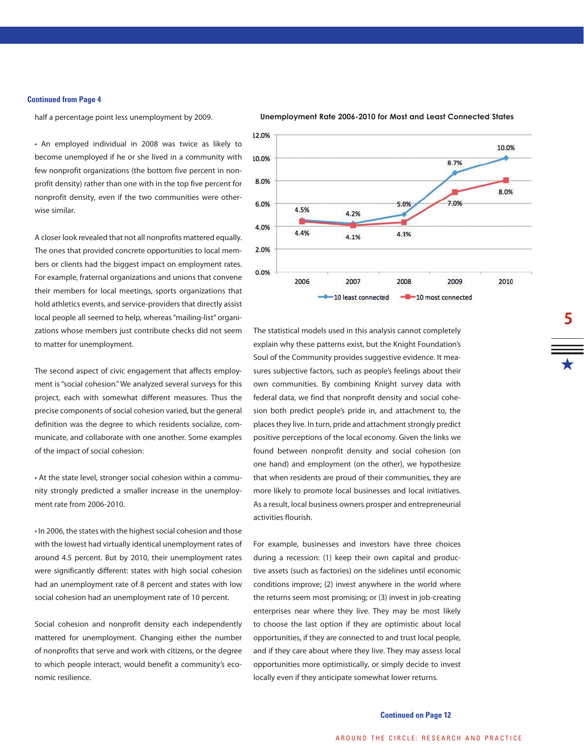**Continued from Page 4**

half a percentage point less unemployment by 2009.

- An employed individual in 2008 was twice as likely to become unemployed if he or she lived in a community with few nonprofit organizations (the bottom five percent in nonprofit density) rather than one with in the top five percent for nonprofit density, even if the two communities were otherwise similar.

A closer look revealed that not all nonprofits mattered equally. The ones that provided concrete opportunities to local members or clients had the biggest impact on employment rates. For example, fraternal organizations and unions that convene their members for local meetings, sports organizations that hold athletics events, and service-providers that directly assist local people all seemed to help, whereas "mailing-list" organizations whose members just contribute checks did not seem to matter for unemployment.

The second aspect of civic engagement that affects employment is "social cohesion." We analyzed several surveys for this project, each with somewhat different measures. Thus the precise components of social cohesion varied, but the general definition was the degree to which residents socialize, communicate, and collaborate with one another. Some examples of the impact of social cohesion:

- At the state level, stronger social cohesion within a community strongly predicted a smaller increase in the unemployment rate from 2006-2010.

- In 2006, the states with the highest social cohesion and those with the lowest had virtually identical unemployment rates of around 4.5 percent. But by 2010, their unemployment rates were significantly different: states with high social cohesion had an unemployment rate of 8 percent and states with low social cohesion had an unemployment rate of 10 percent.

Social cohesion and nonprofit density each independently mattered for unemployment. Changing either the number of nonprofits that serve and work with citizens, or the degree to which people interact, would benefit a community's economic resilience.

**Unemployment Rate 2006-2010 for Most and Least Connected States**

| Year | 10 least connected | 10 most connected |
|---|---|---|
| 2006 | 4.5% | 4.4% |
| 2007 | 4.2% | 4.1% |
| 2008 | 5.0% | 4.3% |
| 2009 | 8.7% | 7.0% |
| 2010 | 10.0% | 8.0% |

The statistical models used in this analysis cannot completely explain why these patterns exist, but the Knight Foundation's Soul of the Community provides suggestive evidence. It measures subjective factors, such as people's feelings about their own communities. By combining Knight survey data with federal data, we find that nonprofit density and social cohesion both predict people's pride in, and attachment to, the places they live. In turn, pride and attachment strongly predict positive perceptions of the local economy. Given the links we found between nonprofit density and social cohesion (on one hand) and employment (on the other), we hypothesize that when residents are proud of their communities, they are more likely to promote local businesses and local initiatives. As a result, local business owners prosper and entrepreneurial activities flourish.

For example, businesses and investors have three choices during a recession: (1) keep their own capital and productive assets (such as factories) on the sidelines until economic conditions improve; (2) invest anywhere in the world where the returns seem most promising; or (3) invest in job-creating enterprises near where they live. They may be most likely to choose the last option if they are optimistic about local opportunities, if they are connected to and trust local people, and if they care about where they live. They may assess local opportunities more optimistically, or simply decide to invest locally even if they anticipate somewhat lower returns.

**Continued on Page 12**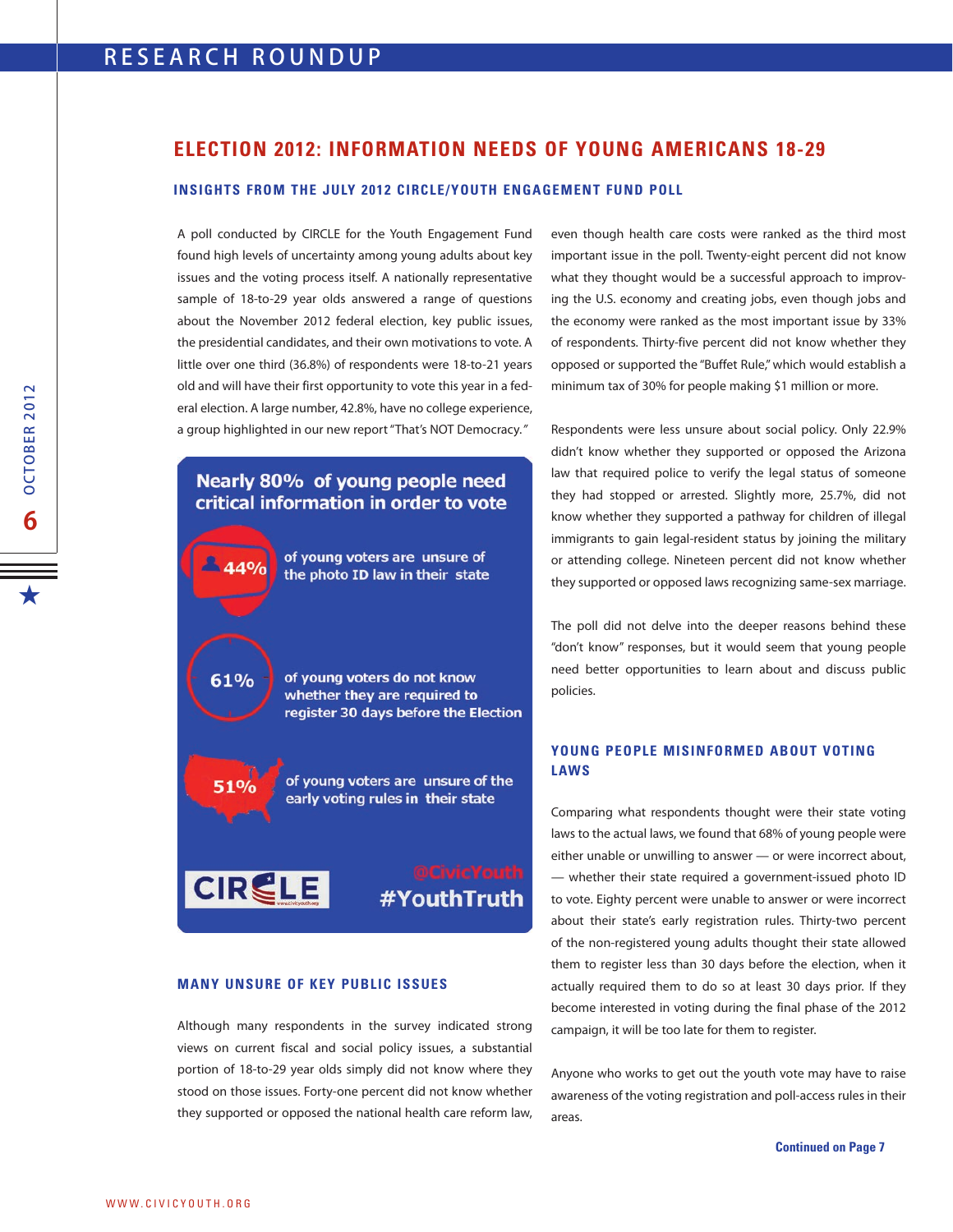## ELECTION 2012: INFORMATION NEEDS OF YOUNG AMERICANS 18-29

### INSIGHTS FROM THE JULY 2012 CIRCLE/YOUTH ENGAGEMENT FUND POLL

A poll conducted by CIRCLE for the Youth Engagement Fund found high levels of uncertainty among young adults about key issues and the voting process itself. A nationally representative sample of 18-to-29 year olds answered a range of questions about the November 2012 federal election, key public issues, the presidential candidates, and their own motivations to vote. A little over one third (36.8%) of respondents were 18-to-21 years old and will have their first opportunity to vote this year in a federal election. A large number, 42.8%, have no college experience, a group highlighted in our new report "That's NOT Democracy."

**Nearly 80% of young people need critical information in order to vote**

- **44%** of young voters are unsure of the photo ID law in their state
- **61%** of young voters do not know whether they are required to register 30 days before the Election
- **51%** of young voters are unsure of the early voting rules in their state

CIRCLE — @CivicYouth #YouthTruth

### MANY UNSURE OF KEY PUBLIC ISSUES

Although many respondents in the survey indicated strong views on current fiscal and social policy issues, a substantial portion of 18-to-29 year olds simply did not know where they stood on those issues. Forty-one percent did not know whether they supported or opposed the national health care reform law, even though health care costs were ranked as the third most important issue in the poll. Twenty-eight percent did not know what they thought would be a successful approach to improving the U.S. economy and creating jobs, even though jobs and the economy were ranked as the most important issue by 33% of respondents. Thirty-five percent did not know whether they opposed or supported the "Buffet Rule," which would establish a minimum tax of 30% for people making $1 million or more.

Respondents were less unsure about social policy. Only 22.9% didn't know whether they supported or opposed the Arizona law that required police to verify the legal status of someone they had stopped or arrested. Slightly more, 25.7%, did not know whether they supported a pathway for children of illegal immigrants to gain legal-resident status by joining the military or attending college. Nineteen percent did not know whether they supported or opposed laws recognizing same-sex marriage.

The poll did not delve into the deeper reasons behind these "don't know" responses, but it would seem that young people need better opportunities to learn about and discuss public policies.

### YOUNG PEOPLE MISINFORMED ABOUT VOTING LAWS

Comparing what respondents thought were their state voting laws to the actual laws, we found that 68% of young people were either unable or unwilling to answer — or were incorrect about, — whether their state required a government-issued photo ID to vote. Eighty percent were unable to answer or were incorrect about their state's early registration rules. Thirty-two percent of the non-registered young adults thought their state allowed them to register less than 30 days before the election, when it actually required them to do so at least 30 days prior. If they become interested in voting during the final phase of the 2012 campaign, it will be too late for them to register.

Anyone who works to get out the youth vote may have to raise awareness of the voting registration and poll-access rules in their areas.

**Continued on Page 7**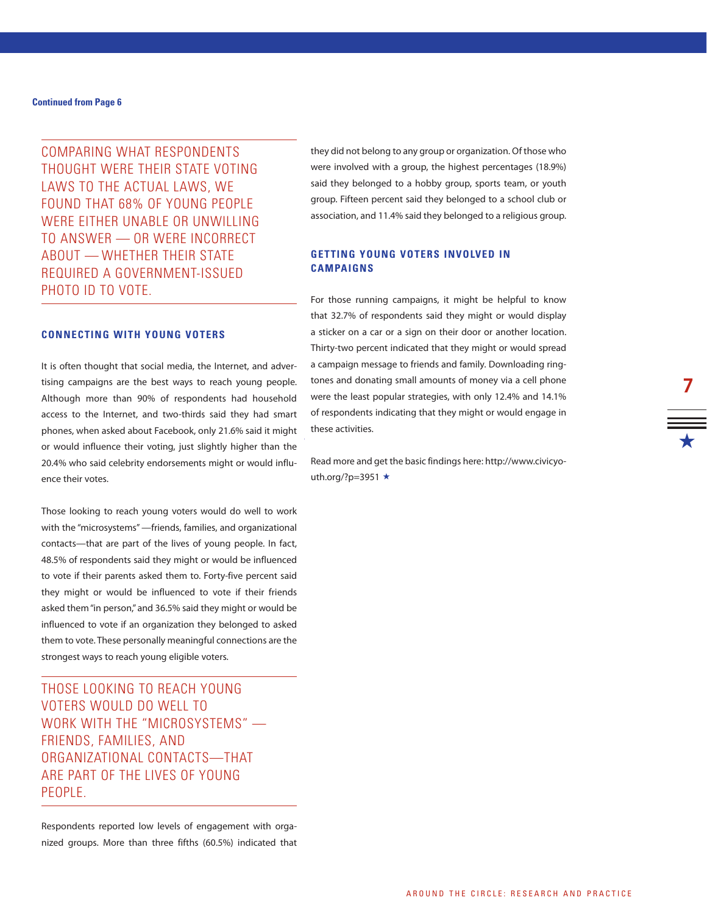Continued from Page 6

> COMPARING WHAT RESPONDENTS THOUGHT WERE THEIR STATE VOTING LAWS TO THE ACTUAL LAWS, WE FOUND THAT 68% OF YOUNG PEOPLE WERE EITHER UNABLE OR UNWILLING TO ANSWER — OR WERE INCORRECT ABOUT — WHETHER THEIR STATE REQUIRED A GOVERNMENT-ISSUED PHOTO ID TO VOTE.

## CONNECTING WITH YOUNG VOTERS

It is often thought that social media, the Internet, and advertising campaigns are the best ways to reach young people. Although more than 90% of respondents had household access to the Internet, and two-thirds said they had smart phones, when asked about Facebook, only 21.6% said it might or would influence their voting, just slightly higher than the 20.4% who said celebrity endorsements might or would influence their votes.

Those looking to reach young voters would do well to work with the "microsystems" —friends, families, and organizational contacts—that are part of the lives of young people. In fact, 48.5% of respondents said they might or would be influenced to vote if their parents asked them to. Forty-five percent said they might or would be influenced to vote if their friends asked them "in person," and 36.5% said they might or would be influenced to vote if an organization they belonged to asked them to vote. These personally meaningful connections are the strongest ways to reach young eligible voters.

> THOSE LOOKING TO REACH YOUNG VOTERS WOULD DO WELL TO WORK WITH THE "MICROSYSTEMS" — FRIENDS, FAMILIES, AND ORGANIZATIONAL CONTACTS—THAT ARE PART OF THE LIVES OF YOUNG PEOPLE.

Respondents reported low levels of engagement with organized groups. More than three fifths (60.5%) indicated that they did not belong to any group or organization. Of those who were involved with a group, the highest percentages (18.9%) said they belonged to a hobby group, sports team, or youth group. Fifteen percent said they belonged to a school club or association, and 11.4% said they belonged to a religious group.

## GETTING YOUNG VOTERS INVOLVED IN CAMPAIGNS

For those running campaigns, it might be helpful to know that 32.7% of respondents said they might or would display a sticker on a car or a sign on their door or another location. Thirty-two percent indicated that they might or would spread a campaign message to friends and family. Downloading ringtones and donating small amounts of money via a cell phone were the least popular strategies, with only 12.4% and 14.1% of respondents indicating that they might or would engage in these activities.

Read more and get the basic findings here: http://www.civicyouth.org/?p=3951 ★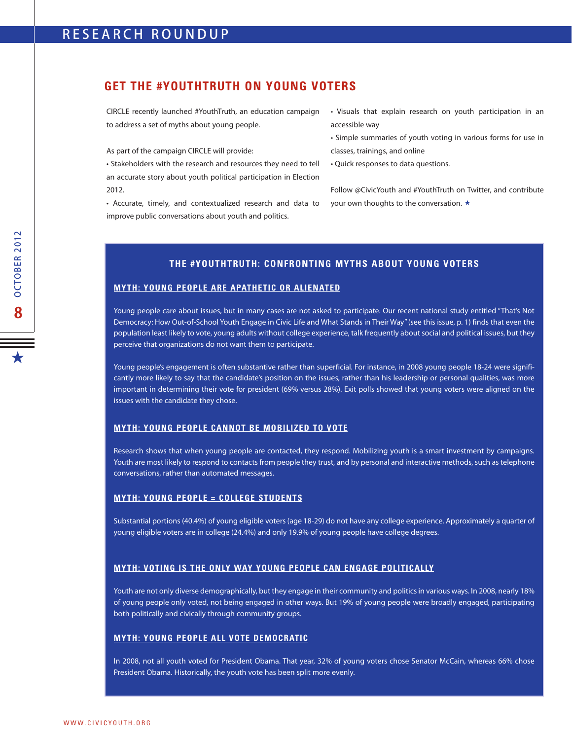## GET THE #YOUTHTRUTH ON YOUNG VOTERS

CIRCLE recently launched #YouthTruth, an education campaign to address a set of myths about young people.

As part of the campaign CIRCLE will provide:

- Stakeholders with the research and resources they need to tell an accurate story about youth political participation in Election 2012.
- Accurate, timely, and contextualized research and data to improve public conversations about youth and politics.
- Visuals that explain research on youth participation in an accessible way
- Simple summaries of youth voting in various forms for use in classes, trainings, and online
- Quick responses to data questions.

Follow @CivicYouth and #YouthTruth on Twitter, and contribute your own thoughts to the conversation. ★

### THE #YOUTHTRUTH: CONFRONTING MYTHS ABOUT YOUNG VOTERS

#### MYTH: YOUNG PEOPLE ARE APATHETIC OR ALIENATED

Young people care about issues, but in many cases are not asked to participate. Our recent national study entitled "That's Not Democracy: How Out-of-School Youth Engage in Civic Life and What Stands in Their Way" (see this issue, p. 1) finds that even the population least likely to vote, young adults without college experience, talk frequently about social and political issues, but they perceive that organizations do not want them to participate.

Young people's engagement is often substantive rather than superficial. For instance, in 2008 young people 18-24 were significantly more likely to say that the candidate's position on the issues, rather than his leadership or personal qualities, was more important in determining their vote for president (69% versus 28%). Exit polls showed that young voters were aligned on the issues with the candidate they chose.

#### MYTH: YOUNG PEOPLE CANNOT BE MOBILIZED TO VOTE

Research shows that when young people are contacted, they respond. Mobilizing youth is a smart investment by campaigns. Youth are most likely to respond to contacts from people they trust, and by personal and interactive methods, such as telephone conversations, rather than automated messages.

#### MYTH: YOUNG PEOPLE = COLLEGE STUDENTS

Substantial portions (40.4%) of young eligible voters (age 18-29) do not have any college experience. Approximately a quarter of young eligible voters are in college (24.4%) and only 19.9% of young people have college degrees.

#### MYTH: VOTING IS THE ONLY WAY YOUNG PEOPLE CAN ENGAGE POLITICALLY

Youth are not only diverse demographically, but they engage in their community and politics in various ways. In 2008, nearly 18% of young people only voted, not being engaged in other ways. But 19% of young people were broadly engaged, participating both politically and civically through community groups.

#### MYTH: YOUNG PEOPLE ALL VOTE DEMOCRATIC

In 2008, not all youth voted for President Obama. That year, 32% of young voters chose Senator McCain, whereas 66% chose President Obama. Historically, the youth vote has been split more evenly.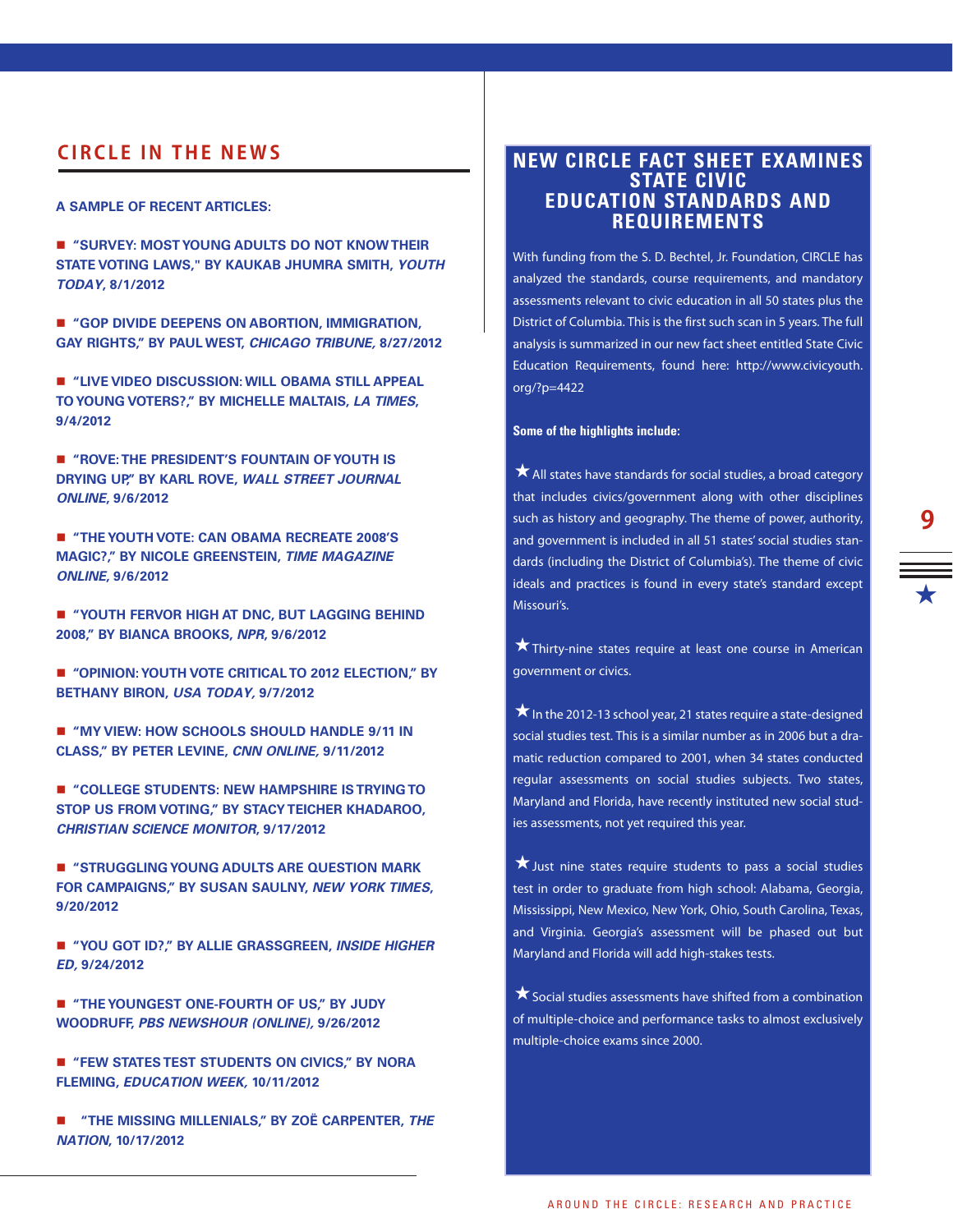## CIRCLE IN THE NEWS

**A SAMPLE OF RECENT ARTICLES:**

- **"SURVEY: MOST YOUNG ADULTS DO NOT KNOW THEIR STATE VOTING LAWS," BY KAUKAB JHUMRA SMITH, *YOUTH TODAY*, 8/1/2012**
- **"GOP DIVIDE DEEPENS ON ABORTION, IMMIGRATION, GAY RIGHTS," BY PAUL WEST, *CHICAGO TRIBUNE*, 8/27/2012**
- **"LIVE VIDEO DISCUSSION: WILL OBAMA STILL APPEAL TO YOUNG VOTERS?," BY MICHELLE MALTAIS, *LA TIMES*, 9/4/2012**
- **"ROVE: THE PRESIDENT'S FOUNTAIN OF YOUTH IS DRYING UP," BY KARL ROVE, *WALL STREET JOURNAL ONLINE*, 9/6/2012**
- **"THE YOUTH VOTE: CAN OBAMA RECREATE 2008'S MAGIC?," BY NICOLE GREENSTEIN, *TIME MAGAZINE ONLINE*, 9/6/2012**
- **"YOUTH FERVOR HIGH AT DNC, BUT LAGGING BEHIND 2008," BY BIANCA BROOKS, *NPR*, 9/6/2012**
- **"OPINION: YOUTH VOTE CRITICAL TO 2012 ELECTION," BY BETHANY BIRON, *USA TODAY*, 9/7/2012**
- **"MY VIEW: HOW SCHOOLS SHOULD HANDLE 9/11 IN CLASS," BY PETER LEVINE, *CNN ONLINE*, 9/11/2012**
- **"COLLEGE STUDENTS: NEW HAMPSHIRE IS TRYING TO STOP US FROM VOTING," BY STACY TEICHER KHADAROO, *CHRISTIAN SCIENCE MONITOR*, 9/17/2012**
- **"STRUGGLING YOUNG ADULTS ARE QUESTION MARK FOR CAMPAIGNS," BY SUSAN SAULNY, *NEW YORK TIMES*, 9/20/2012**
- **"YOU GOT ID?," BY ALLIE GRASSGREEN, *INSIDE HIGHER ED*, 9/24/2012**
- **"THE YOUNGEST ONE-FOURTH OF US," BY JUDY WOODRUFF, *PBS NEWSHOUR (ONLINE)*, 9/26/2012**
- **"FEW STATES TEST STUDENTS ON CIVICS," BY NORA FLEMING, *EDUCATION WEEK*, 10/11/2012**
- **"THE MISSING MILLENIALS," BY ZOË CARPENTER, *THE NATION*, 10/17/2012**

## NEW CIRCLE FACT SHEET EXAMINES STATE CIVIC EDUCATION STANDARDS AND REQUIREMENTS

With funding from the S. D. Bechtel, Jr. Foundation, CIRCLE has analyzed the standards, course requirements, and mandatory assessments relevant to civic education in all 50 states plus the District of Columbia. This is the first such scan in 5 years. The full analysis is summarized in our new fact sheet entitled State Civic Education Requirements, found here: http://www.civicyouth.org/?p=4422

**Some of the highlights include:**

★ All states have standards for social studies, a broad category that includes civics/government along with other disciplines such as history and geography. The theme of power, authority, and government is included in all 51 states' social studies standards (including the District of Columbia's). The theme of civic ideals and practices is found in every state's standard except Missouri's.

★ Thirty-nine states require at least one course in American government or civics.

★ In the 2012-13 school year, 21 states require a state-designed social studies test. This is a similar number as in 2006 but a dramatic reduction compared to 2001, when 34 states conducted regular assessments on social studies subjects. Two states, Maryland and Florida, have recently instituted new social studies assessments, not yet required this year.

★ Just nine states require students to pass a social studies test in order to graduate from high school: Alabama, Georgia, Mississippi, New Mexico, New York, Ohio, South Carolina, Texas, and Virginia. Georgia's assessment will be phased out but Maryland and Florida will add high-stakes tests.

★ Social studies assessments have shifted from a combination of multiple-choice and performance tasks to almost exclusively multiple-choice exams since 2000.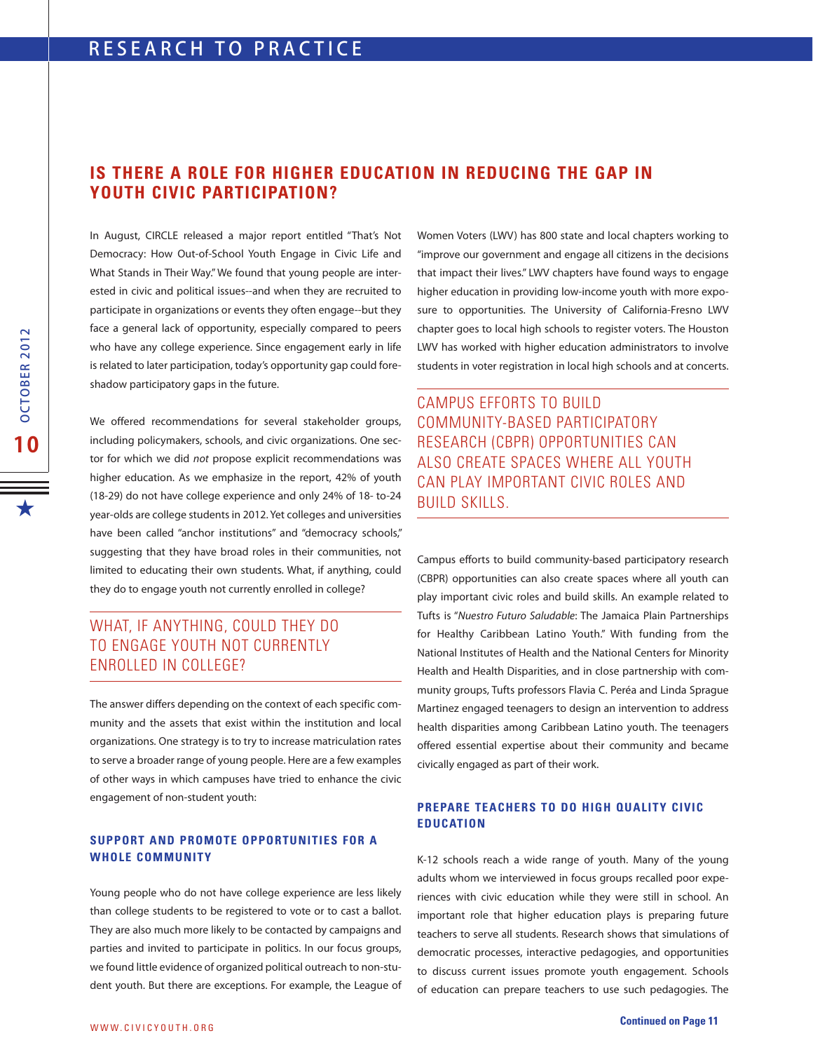## IS THERE A ROLE FOR HIGHER EDUCATION IN REDUCING THE GAP IN YOUTH CIVIC PARTICIPATION?

In August, CIRCLE released a major report entitled "That's Not Democracy: How Out-of-School Youth Engage in Civic Life and What Stands in Their Way." We found that young people are interested in civic and political issues--and when they are recruited to participate in organizations or events they often engage--but they face a general lack of opportunity, especially compared to peers who have any college experience. Since engagement early in life is related to later participation, today's opportunity gap could foreshadow participatory gaps in the future.

We offered recommendations for several stakeholder groups, including policymakers, schools, and civic organizations. One sector for which we did *not* propose explicit recommendations was higher education. As we emphasize in the report, 42% of youth (18-29) do not have college experience and only 24% of 18- to-24 year-olds are college students in 2012. Yet colleges and universities have been called "anchor institutions" and "democracy schools," suggesting that they have broad roles in their communities, not limited to educating their own students. What, if anything, could they do to engage youth not currently enrolled in college?

> WHAT, IF ANYTHING, COULD THEY DO TO ENGAGE YOUTH NOT CURRENTLY ENROLLED IN COLLEGE?

The answer differs depending on the context of each specific community and the assets that exist within the institution and local organizations. One strategy is to try to increase matriculation rates to serve a broader range of young people. Here are a few examples of other ways in which campuses have tried to enhance the civic engagement of non-student youth:

### SUPPORT AND PROMOTE OPPORTUNITIES FOR A WHOLE COMMUNITY

Young people who do not have college experience are less likely than college students to be registered to vote or to cast a ballot. They are also much more likely to be contacted by campaigns and parties and invited to participate in politics. In our focus groups, we found little evidence of organized political outreach to non-student youth. But there are exceptions. For example, the League of Women Voters (LWV) has 800 state and local chapters working to "improve our government and engage all citizens in the decisions that impact their lives." LWV chapters have found ways to engage higher education in providing low-income youth with more exposure to opportunities. The University of California-Fresno LWV chapter goes to local high schools to register voters. The Houston LWV has worked with higher education administrators to involve students in voter registration in local high schools and at concerts.

> CAMPUS EFFORTS TO BUILD COMMUNITY-BASED PARTICIPATORY RESEARCH (CBPR) OPPORTUNITIES CAN ALSO CREATE SPACES WHERE ALL YOUTH CAN PLAY IMPORTANT CIVIC ROLES AND BUILD SKILLS.

Campus efforts to build community-based participatory research (CBPR) opportunities can also create spaces where all youth can play important civic roles and build skills. An example related to Tufts is "*Nuestro Futuro Saludable*: The Jamaica Plain Partnerships for Healthy Caribbean Latino Youth." With funding from the National Institutes of Health and the National Centers for Minority Health and Health Disparities, and in close partnership with community groups, Tufts professors Flavia C. Peréa and Linda Sprague Martinez engaged teenagers to design an intervention to address health disparities among Caribbean Latino youth. The teenagers offered essential expertise about their community and became civically engaged as part of their work.

### PREPARE TEACHERS TO DO HIGH QUALITY CIVIC EDUCATION

K-12 schools reach a wide range of youth. Many of the young adults whom we interviewed in focus groups recalled poor experiences with civic education while they were still in school. An important role that higher education plays is preparing future teachers to serve all students. Research shows that simulations of democratic processes, interactive pedagogies, and opportunities to discuss current issues promote youth engagement. Schools of education can prepare teachers to use such pedagogies. The

**Continued on Page 11**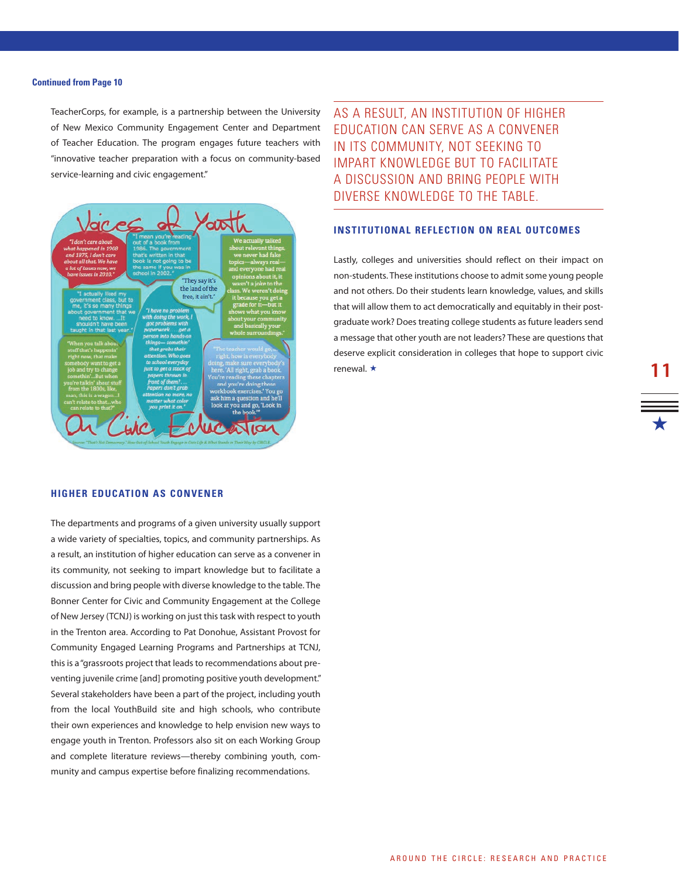Continued from Page 10

TeacherCorps, for example, is a partnership between the University of New Mexico Community Engagement Center and Department of Teacher Education. The program engages future teachers with "innovative teacher preparation with a focus on community-based service-learning and civic engagement."

# Voices of Youth On Civic Education

"I don't care about what happened in 1908 and 1975, I don't care about all that. We have a lot of issues now, we have issues in 2010."

"I mean you're reading out of a book from 1986. The government that's written in that book is not going to be the same if you was in school in 2002."

"We actually talked about relevant things, we never had fake topics—always real—and everyone had real opinions about it, it wasn't a joke to the class. We weren't doing it because you get a grade for it—but it shows what you know about your community and basically your whole surroundings."

"They say it's the land of the free, it ain't."

"I actually liked my government class, but to me, it's so many things about government that we need to know. ...It shouldn't have been taught in that last year."

"I have no problem with doing the work, I got problems with paperwork. ...get a person into hands-on things—somethin' that grabs their attention. Who goes to school everyday just to get a stack of papers thrown in front of them?... Papers don't grab attention no more, no matter what color you print it on."

"When you talk about stuff that's happenin' right now, that make somebody want to get a job and try to change somethin'...But when you're talkin' about stuff from the 1800s, like, man, this is a wagon...I can't relate to that...who can relate to that?"

"The teacher would go, right, how is everybody doing, make sure everybody's here. 'All right, grab a book. You're reading these chapters and you're doing those workbook exercises.' You go ask him a question and he'll look at you and go, 'Look in the book.'"

Source: "That's Not Democracy." How Out-of-School Youth Engage in Civic Life & What Stands in Their Way by CIRCLE.

## HIGHER EDUCATION AS CONVENER

The departments and programs of a given university usually support a wide variety of specialties, topics, and community partnerships. As a result, an institution of higher education can serve as a convener in its community, not seeking to impart knowledge but to facilitate a discussion and bring people with diverse knowledge to the table. The Bonner Center for Civic and Community Engagement at the College of New Jersey (TCNJ) is working on just this task with respect to youth in the Trenton area. According to Pat Donohue, Assistant Provost for Community Engaged Learning Programs and Partnerships at TCNJ, this is a "grassroots project that leads to recommendations about preventing juvenile crime [and] promoting positive youth development." Several stakeholders have been a part of the project, including youth from the local YouthBuild site and high schools, who contribute their own experiences and knowledge to help envision new ways to engage youth in Trenton. Professors also sit on each Working Group and complete literature reviews—thereby combining youth, community and campus expertise before finalizing recommendations.

AS A RESULT, AN INSTITUTION OF HIGHER EDUCATION CAN SERVE AS A CONVENER IN ITS COMMUNITY, NOT SEEKING TO IMPART KNOWLEDGE BUT TO FACILITATE A DISCUSSION AND BRING PEOPLE WITH DIVERSE KNOWLEDGE TO THE TABLE.

## INSTITUTIONAL REFLECTION ON REAL OUTCOMES

Lastly, colleges and universities should reflect on their impact on non-students. These institutions choose to admit some young people and not others. Do their students learn knowledge, values, and skills that will allow them to act democratically and equitably in their post-graduate work? Does treating college students as future leaders send a message that other youth are not leaders? These are questions that deserve explicit consideration in colleges that hope to support civic renewal. ★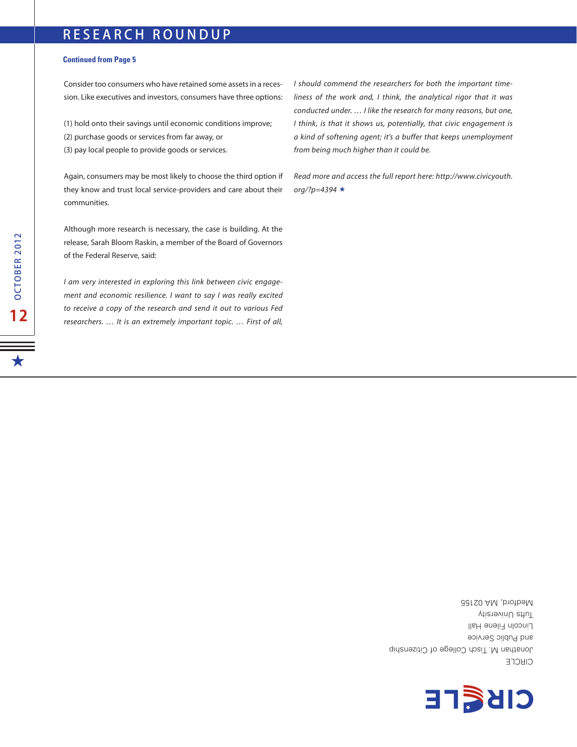**Continued from Page 5**

Consider too consumers who have retained some assets in a recession. Like executives and investors, consumers have three options:

(1) hold onto their savings until economic conditions improve;
(2) purchase goods or services from far away, or
(3) pay local people to provide goods or services.

Again, consumers may be most likely to choose the third option if they know and trust local service-providers and care about their communities.

Although more research is necessary, the case is building. At the release, Sarah Bloom Raskin, a member of the Board of Governors of the Federal Reserve, said:

*I am very interested in exploring this link between civic engagement and economic resilience. I want to say I was really excited to receive a copy of the research and send it out to various Fed researchers. … It is an extremely important topic. … First of all, I should commend the researchers for both the important timeliness of the work and, I think, the analytical rigor that it was conducted under. … I like the research for many reasons, but one, I think, is that it shows us, potentially, that civic engagement is a kind of softening agent; it's a buffer that keeps unemployment from being much higher than it could be.*

*Read more and access the full report here: http://www.civicyouth.org/?p=4394* ★

CIRCLE
Jonathan M. Tisch College of Citizenship
and Public Service
Lincoln Filene Hall
Tufts University
Medford, MA 02155